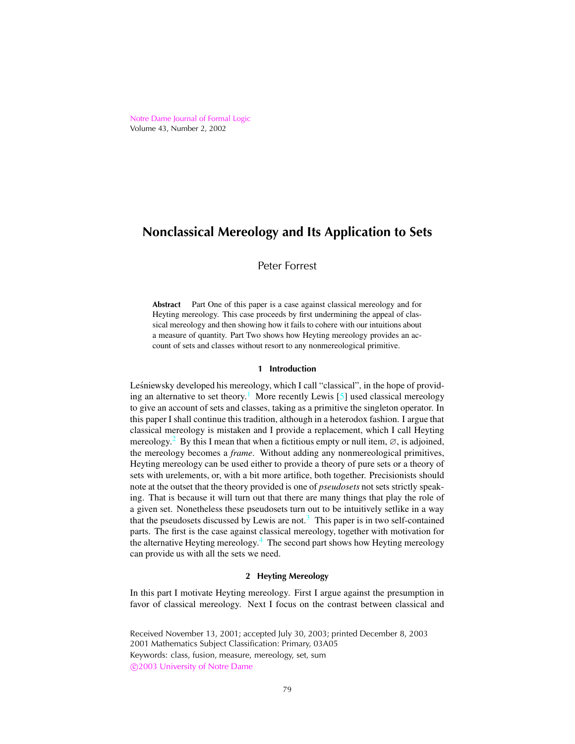# Nonclassical Mereology and Its Application to Sets

Peter Forrest

**Abstract** Part One of this paper is a case against classical mereology and for Heyting mereology. This case proceeds by first undermining the appeal of classical mereology and then showing how it fails to cohere with our intuitions about a measure of quantity. Part Two shows how Heyting mereology provides an account of sets and classes without resort to any nonmereological primitive.

## 1 Introduction

Leśniewsky developed his mereology, which I call "classical", in the hope of providing an alternative to set theory.[1] More recently Lewis [5] used classical mereology to give an account of sets and classes, taking as a primitive the singleton operator. In this paper I shall continue this tradition, although in a heterodox fashion. I argue that classical mereology is mistaken and I provide a replacement, which I call Heyting mereology.[2] By this I mean that when a fictitious empty or null item, $\varnothing$, is adjoined, the mereology becomes a *frame*. Without adding any nonmereological primitives, Heyting mereology can be used either to provide a theory of pure sets or a theory of sets with urelements, or, with a bit more artifice, both together. Precisionists should note at the outset that the theory provided is one of *pseudosets* not sets strictly speaking. That is because it will turn out that there are many things that play the role of a given set. Nonetheless these pseudosets turn out to be intuitively setlike in a way that the pseudosets discussed by Lewis are not.[3] This paper is in two self-contained parts. The first is the case against classical mereology, together with motivation for the alternative Heyting mereology.[4] The second part shows how Heyting mereology can provide us with all the sets we need.

## 2 Heyting Mereology

In this part I motivate Heyting mereology. First I argue against the presumption in favor of classical mereology. Next I focus on the contrast between classical and

Received November 13, 2001; accepted July 30, 2003; printed December 8, 2003
2001 Mathematics Subject Classification: Primary, 03A05
Keywords: class, fusion, measure, mereology, set, sum
©2003 University of Notre Dame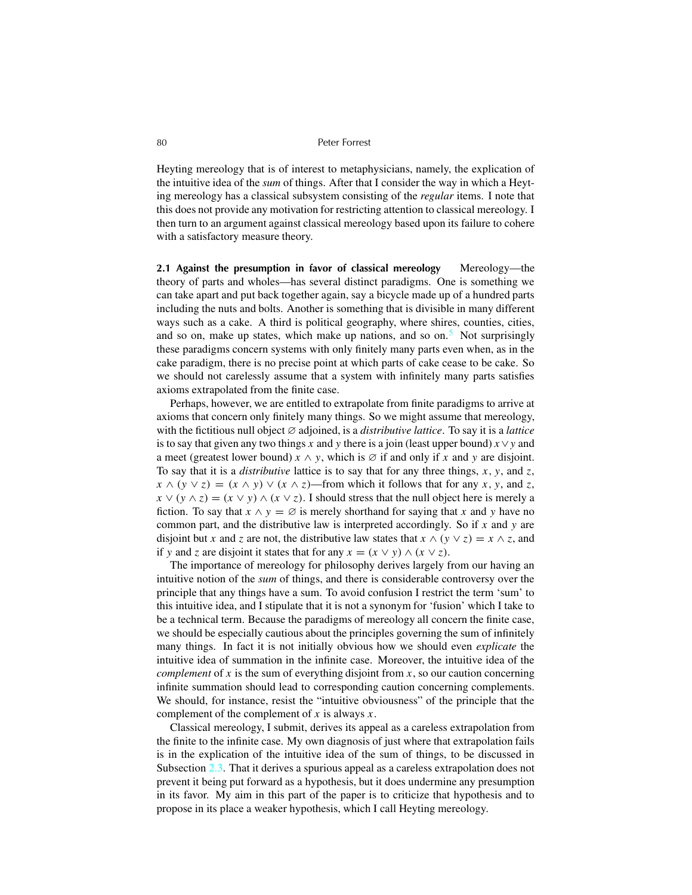Heyting mereology that is of interest to metaphysicians, namely, the explication of the intuitive idea of the *sum* of things. After that I consider the way in which a Heyting mereology has a classical subsystem consisting of the *regular* items. I note that this does not provide any motivation for restricting attention to classical mereology. I then turn to an argument against classical mereology based upon its failure to cohere with a satisfactory measure theory.

**2.1 Against the presumption in favor of classical mereology** Mereology—the theory of parts and wholes—has several distinct paradigms. One is something we can take apart and put back together again, say a bicycle made up of a hundred parts including the nuts and bolts. Another is something that is divisible in many different ways such as a cake. A third is political geography, where shires, counties, cities, and so on, make up states, which make up nations, and so on.[5] Not surprisingly these paradigms concern systems with only finitely many parts even when, as in the cake paradigm, there is no precise point at which parts of cake cease to be cake. So we should not carelessly assume that a system with infinitely many parts satisfies axioms extrapolated from the finite case.

Perhaps, however, we are entitled to extrapolate from finite paradigms to arrive at axioms that concern only finitely many things. So we might assume that mereology, with the fictitious null object $\varnothing$ adjoined, is a *distributive lattice*. To say it is a *lattice* is to say that given any two things $x$ and $y$ there is a join (least upper bound) $x \vee y$ and a meet (greatest lower bound) $x \wedge y$, which is $\varnothing$ if and only if $x$ and $y$ are disjoint. To say that it is a *distributive* lattice is to say that for any three things, $x$, $y$, and $z$, $x \wedge (y \vee z) = (x \wedge y) \vee (x \wedge z)$—from which it follows that for any $x$, $y$, and $z$, $x \vee (y \wedge z) = (x \vee y) \wedge (x \vee z)$. I should stress that the null object here is merely a fiction. To say that $x \wedge y = \varnothing$ is merely shorthand for saying that $x$ and $y$ have no common part, and the distributive law is interpreted accordingly. So if $x$ and $y$ are disjoint but $x$ and $z$ are not, the distributive law states that $x \wedge (y \vee z) = x \wedge z$, and if $y$ and $z$ are disjoint it states that for any $x = (x \vee y) \wedge (x \vee z)$.

The importance of mereology for philosophy derives largely from our having an intuitive notion of the *sum* of things, and there is considerable controversy over the principle that any things have a sum. To avoid confusion I restrict the term 'sum' to this intuitive idea, and I stipulate that it is not a synonym for 'fusion' which I take to be a technical term. Because the paradigms of mereology all concern the finite case, we should be especially cautious about the principles governing the sum of infinitely many things. In fact it is not initially obvious how we should even *explicate* the intuitive idea of summation in the infinite case. Moreover, the intuitive idea of the *complement* of $x$ is the sum of everything disjoint from $x$, so our caution concerning infinite summation should lead to corresponding caution concerning complements. We should, for instance, resist the "intuitive obviousness" of the principle that the complement of the complement of $x$ is always $x$.

Classical mereology, I submit, derives its appeal as a careless extrapolation from the finite to the infinite case. My own diagnosis of just where that extrapolation fails is in the explication of the intuitive idea of the sum of things, to be discussed in Subsection 2.3. That it derives a spurious appeal as a careless extrapolation does not prevent it being put forward as a hypothesis, but it does undermine any presumption in its favor. My aim in this part of the paper is to criticize that hypothesis and to propose in its place a weaker hypothesis, which I call Heyting mereology.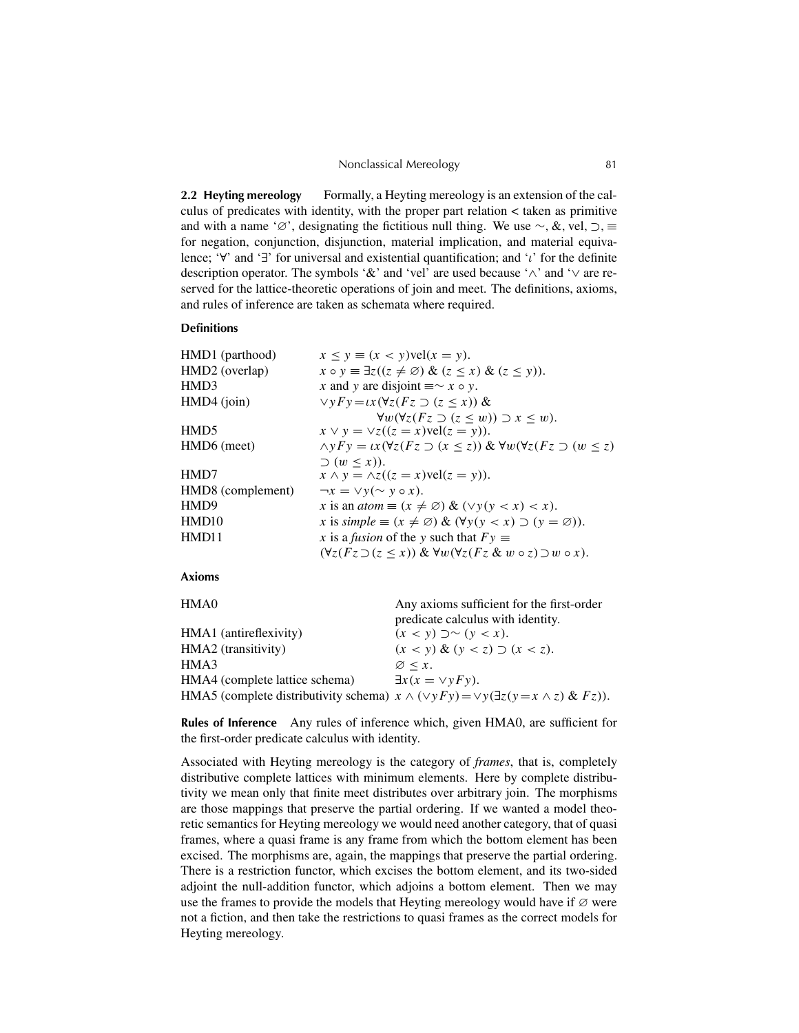**2.2 Heyting mereology** Formally, a Heyting mereology is an extension of the calculus of predicates with identity, with the proper part relation $<$ taken as primitive and with a name '$\varnothing$', designating the fictitious null thing. We use $\sim$, &, vel, $\supset$, $\equiv$ for negation, conjunction, disjunction, material implication, and material equivalence; '$\forall$' and '$\exists$' for universal and existential quantification; and '$\iota$' for the definite description operator. The symbols '&' and 'vel' are used because '$\wedge$' and '$\vee$' are reserved for the lattice-theoretic operations of join and meet. The definitions, axioms, and rules of inference are taken as schemata where required.

**Definitions**

| | |
|---|---|
| HMD1 (parthood) | $x \leq y \equiv (x < y)\text{vel}(x = y)$. |
| HMD2 (overlap) | $x \circ y \equiv \exists z((z \neq \varnothing)\ \&\ (z \leq x)\ \&\ (z \leq y))$. |
| HMD3 | $x$ and $y$ are disjoint $\equiv \sim x \circ y$. |
| HMD4 (join) | $\vee y F y = \iota x(\forall z(Fz \supset (z \leq x))\ \&$ $\forall w(\forall z(Fz \supset (z \leq w)) \supset x \leq w)$. |
| HMD5 | $x \vee y = \vee z((z = x)\text{vel}(z = y))$. |
| HMD6 (meet) | $\wedge y F y = \iota x(\forall z(Fz \supset (x \leq z))\ \&\ \forall w(\forall z(Fz \supset (w \leq z)$ $\supset (w \leq x))$. |
| HMD7 | $x \wedge y = \wedge z((z = x)\text{vel}(z = y))$. |
| HMD8 (complement) | $\neg x = \vee y(\sim y \circ x)$. |
| HMD9 | $x$ is an *atom* $\equiv (x \neq \varnothing)\ \&\ (\vee y(y < x) < x)$. |
| HMD10 | $x$ is *simple* $\equiv (x \neq \varnothing)\ \&\ (\forall y(y < x) \supset (y = \varnothing))$. |
| HMD11 | $x$ is a *fusion* of the $y$ such that $Fy \equiv$ $(\forall z(Fz \supset (z \leq x))\ \&\ \forall w(\forall z(Fz\ \&\ w \circ z) \supset w \circ x)$. |

**Axioms**

| | |
|---|---|
| HMA0 | Any axioms sufficient for the first-order predicate calculus with identity. |
| HMA1 (antireflexivity) | $(x < y) \supset \sim (y < x)$. |
| HMA2 (transitivity) | $(x < y)\ \&\ (y < z) \supset (x < z)$. |
| HMA3 | $\varnothing \leq x$. |
| HMA4 (complete lattice schema) | $\exists x(x = \vee y F y)$. |
| HMA5 (complete distributivity schema) | $x \wedge (\vee y F y) = \vee y(\exists z(y = x \wedge z)\ \&\ Fz))$. |

**Rules of Inference** Any rules of inference which, given HMA0, are sufficient for the first-order predicate calculus with identity.

Associated with Heyting mereology is the category of *frames*, that is, completely distributive complete lattices with minimum elements. Here by complete distributivity we mean only that finite meet distributes over arbitrary join. The morphisms are those mappings that preserve the partial ordering. If we wanted a model theoretic semantics for Heyting mereology we would need another category, that of quasi frames, where a quasi frame is any frame from which the bottom element has been excised. The morphisms are, again, the mappings that preserve the partial ordering. There is a restriction functor, which excises the bottom element, and its two-sided adjoint the null-addition functor, which adjoins a bottom element. Then we may use the frames to provide the models that Heyting mereology would have if $\varnothing$ were not a fiction, and then take the restrictions to quasi frames as the correct models for Heyting mereology.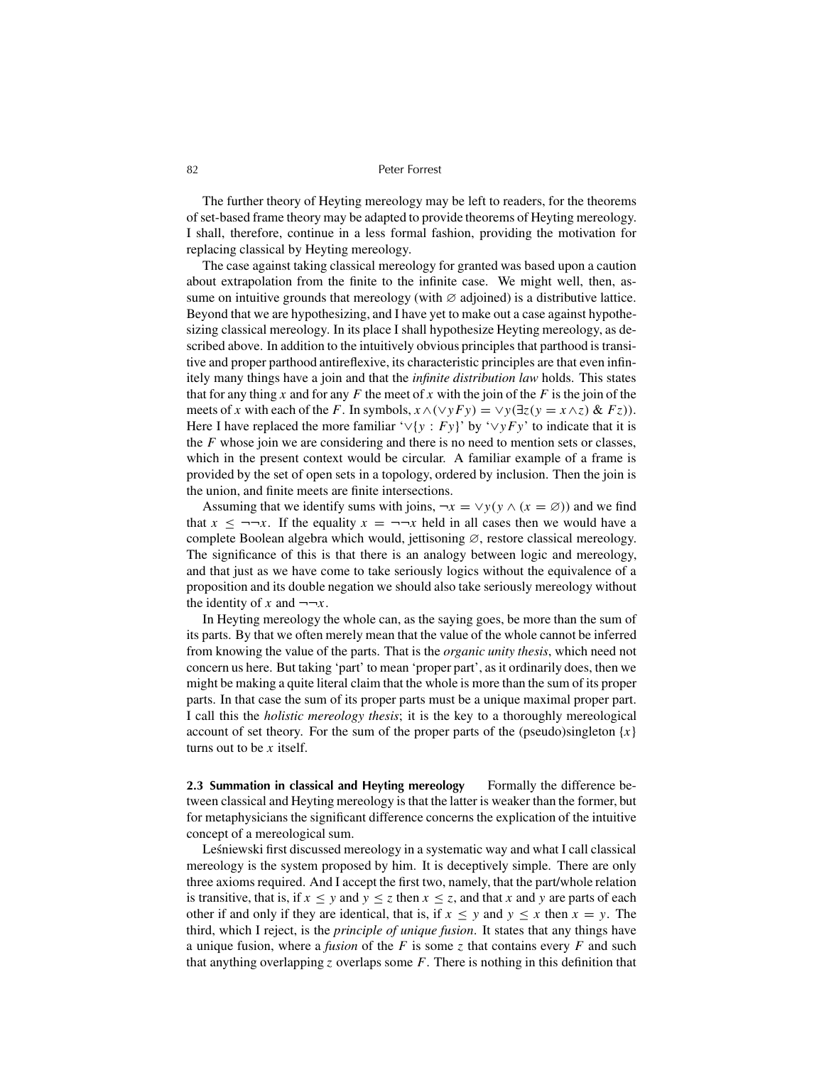The further theory of Heyting mereology may be left to readers, for the theorems of set-based frame theory may be adapted to provide theorems of Heyting mereology. I shall, therefore, continue in a less formal fashion, providing the motivation for replacing classical by Heyting mereology.

The case against taking classical mereology for granted was based upon a caution about extrapolation from the finite to the infinite case. We might well, then, assume on intuitive grounds that mereology (with $\varnothing$ adjoined) is a distributive lattice. Beyond that we are hypothesizing, and I have yet to make out a case against hypothesizing classical mereology. In its place I shall hypothesize Heyting mereology, as described above. In addition to the intuitively obvious principles that parthood is transitive and proper parthood antireflexive, its characteristic principles are that even infinitely many things have a join and that the *infinite distribution law* holds. This states that for any thing $x$ and for any $F$ the meet of $x$ with the join of the $F$ is the join of the meets of $x$ with each of the $F$. In symbols, $x \wedge (\vee y Fy) = \vee y(\exists z(y = x \wedge z)\ \&\ Fz))$. Here I have replaced the more familiar '$\vee\{y : Fy\}$' by '$\vee y Fy$' to indicate that it is the $F$ whose join we are considering and there is no need to mention sets or classes, which in the present context would be circular. A familiar example of a frame is provided by the set of open sets in a topology, ordered by inclusion. Then the join is the union, and finite meets are finite intersections.

Assuming that we identify sums with joins, $\neg x = \vee y(y \wedge (x = \varnothing))$ and we find that $x \leq \neg\neg x$. If the equality $x = \neg\neg x$ held in all cases then we would have a complete Boolean algebra which would, jettisoning $\varnothing$, restore classical mereology. The significance of this is that there is an analogy between logic and mereology, and that just as we have come to take seriously logics without the equivalence of a proposition and its double negation we should also take seriously mereology without the identity of $x$ and $\neg\neg x$.

In Heyting mereology the whole can, as the saying goes, be more than the sum of its parts. By that we often merely mean that the value of the whole cannot be inferred from knowing the value of the parts. That is the *organic unity thesis*, which need not concern us here. But taking 'part' to mean 'proper part', as it ordinarily does, then we might be making a quite literal claim that the whole is more than the sum of its proper parts. In that case the sum of its proper parts must be a unique maximal proper part. I call this the *holistic mereology thesis*; it is the key to a thoroughly mereological account of set theory. For the sum of the proper parts of the (pseudo)singleton $\{x\}$ turns out to be $x$ itself.

**2.3 Summation in classical and Heyting mereology** Formally the difference between classical and Heyting mereology is that the latter is weaker than the former, but for metaphysicians the significant difference concerns the explication of the intuitive concept of a mereological sum.

Leśniewski first discussed mereology in a systematic way and what I call classical mereology is the system proposed by him. It is deceptively simple. There are only three axioms required. And I accept the first two, namely, that the part/whole relation is transitive, that is, if $x \leq y$ and $y \leq z$ then $x \leq z$, and that $x$ and $y$ are parts of each other if and only if they are identical, that is, if $x \leq y$ and $y \leq x$ then $x = y$. The third, which I reject, is the *principle of unique fusion*. It states that any things have a unique fusion, where a *fusion* of the $F$ is some $z$ that contains every $F$ and such that anything overlapping $z$ overlaps some $F$. There is nothing in this definition that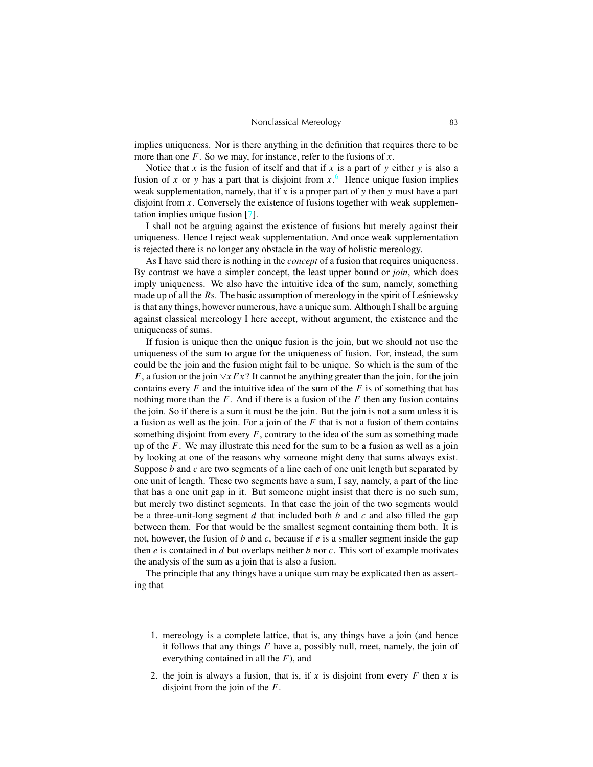implies uniqueness. Nor is there anything in the definition that requires there to be more than one $F$. So we may, for instance, refer to the fusions of $x$.

Notice that $x$ is the fusion of itself and that if $x$ is a part of $y$ either $y$ is also a fusion of $x$ or $y$ has a part that is disjoint from $x$.[6] Hence unique fusion implies weak supplementation, namely, that if $x$ is a proper part of $y$ then $y$ must have a part disjoint from $x$. Conversely the existence of fusions together with weak supplementation implies unique fusion [7].

I shall not be arguing against the existence of fusions but merely against their uniqueness. Hence I reject weak supplementation. And once weak supplementation is rejected there is no longer any obstacle in the way of holistic mereology.

As I have said there is nothing in the *concept* of a fusion that requires uniqueness. By contrast we have a simpler concept, the least upper bound or *join*, which does imply uniqueness. We also have the intuitive idea of the sum, namely, something made up of all the $R$s. The basic assumption of mereology in the spirit of Leśniewsky is that any things, however numerous, have a unique sum. Although I shall be arguing against classical mereology I here accept, without argument, the existence and the uniqueness of sums.

If fusion is unique then the unique fusion is the join, but we should not use the uniqueness of the sum to argue for the uniqueness of fusion. For, instead, the sum could be the join and the fusion might fail to be unique. So which is the sum of the $F$, a fusion or the join $\vee x Fx$? It cannot be anything greater than the join, for the join contains every $F$ and the intuitive idea of the sum of the $F$ is of something that has nothing more than the $F$. And if there is a fusion of the $F$ then any fusion contains the join. So if there is a sum it must be the join. But the join is not a sum unless it is a fusion as well as the join. For a join of the $F$ that is not a fusion of them contains something disjoint from every $F$, contrary to the idea of the sum as something made up of the $F$. We may illustrate this need for the sum to be a fusion as well as a join by looking at one of the reasons why someone might deny that sums always exist. Suppose $b$ and $c$ are two segments of a line each of one unit length but separated by one unit of length. These two segments have a sum, I say, namely, a part of the line that has a one unit gap in it. But someone might insist that there is no such sum, but merely two distinct segments. In that case the join of the two segments would be a three-unit-long segment $d$ that included both $b$ and $c$ and also filled the gap between them. For that would be the smallest segment containing them both. It is not, however, the fusion of $b$ and $c$, because if $e$ is a smaller segment inside the gap then $e$ is contained in $d$ but overlaps neither $b$ nor $c$. This sort of example motivates the analysis of the sum as a join that is also a fusion.

The principle that any things have a unique sum may be explicated then as asserting that

1. mereology is a complete lattice, that is, any things have a join (and hence it follows that any things $F$ have a, possibly null, meet, namely, the join of everything contained in all the $F$), and
2. the join is always a fusion, that is, if $x$ is disjoint from every $F$ then $x$ is disjoint from the join of the $F$.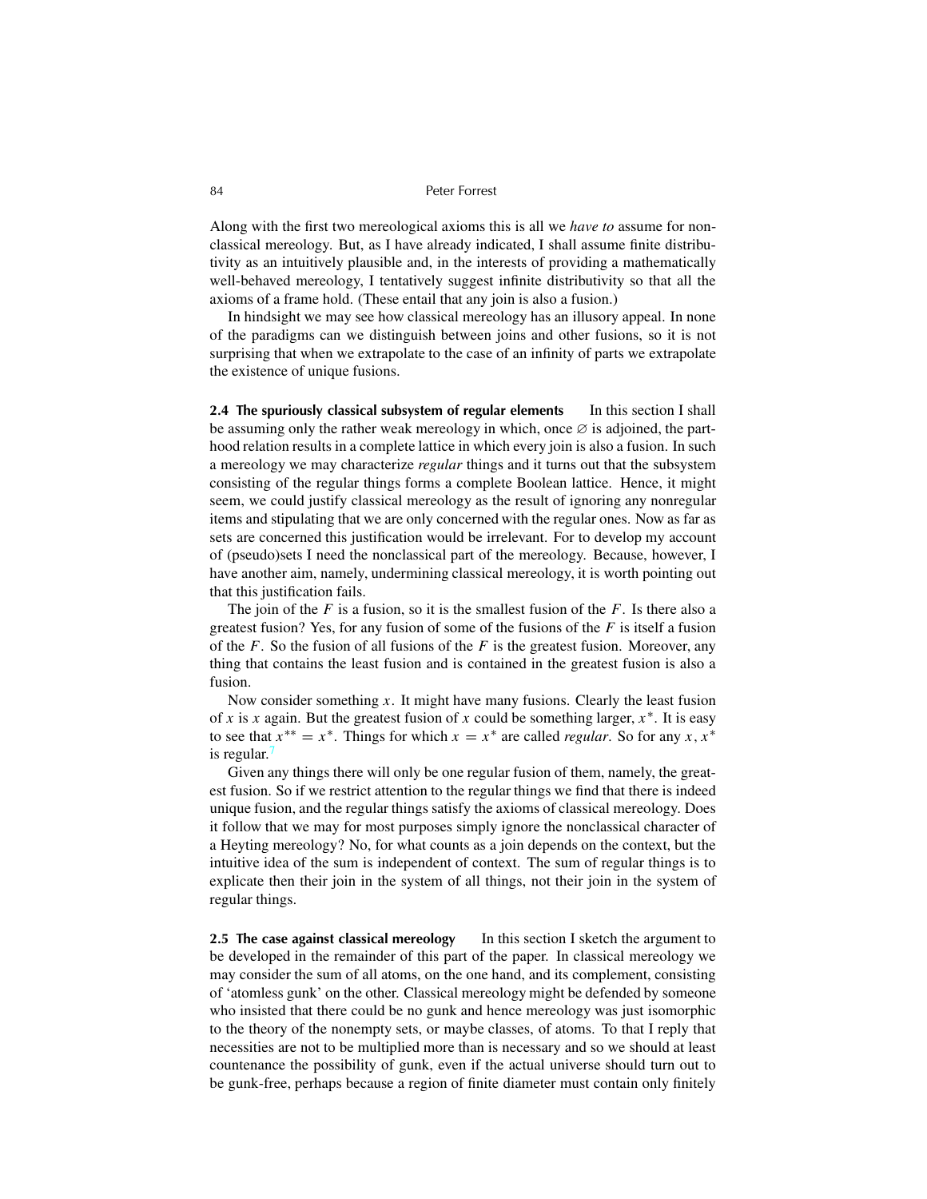Along with the first two mereological axioms this is all we *have to* assume for nonclassical mereology. But, as I have already indicated, I shall assume finite distributivity as an intuitively plausible and, in the interests of providing a mathematically well-behaved mereology, I tentatively suggest infinite distributivity so that all the axioms of a frame hold. (These entail that any join is also a fusion.)

In hindsight we may see how classical mereology has an illusory appeal. In none of the paradigms can we distinguish between joins and other fusions, so it is not surprising that when we extrapolate to the case of an infinity of parts we extrapolate the existence of unique fusions.

**2.4 The spuriously classical subsystem of regular elements** In this section I shall be assuming only the rather weak mereology in which, once $\varnothing$ is adjoined, the parthood relation results in a complete lattice in which every join is also a fusion. In such a mereology we may characterize *regular* things and it turns out that the subsystem consisting of the regular things forms a complete Boolean lattice. Hence, it might seem, we could justify classical mereology as the result of ignoring any nonregular items and stipulating that we are only concerned with the regular ones. Now as far as sets are concerned this justification would be irrelevant. For to develop my account of (pseudo)sets I need the nonclassical part of the mereology. Because, however, I have another aim, namely, undermining classical mereology, it is worth pointing out that this justification fails.

The join of the $F$ is a fusion, so it is the smallest fusion of the $F$. Is there also a greatest fusion? Yes, for any fusion of some of the fusions of the $F$ is itself a fusion of the $F$. So the fusion of all fusions of the $F$ is the greatest fusion. Moreover, any thing that contains the least fusion and is contained in the greatest fusion is also a fusion.

Now consider something $x$. It might have many fusions. Clearly the least fusion of $x$ is $x$ again. But the greatest fusion of $x$ could be something larger, $x^*$. It is easy to see that $x^{**} = x^*$. Things for which $x = x^*$ are called *regular*. So for any $x$, $x^*$ is regular.[7]

Given any things there will only be one regular fusion of them, namely, the greatest fusion. So if we restrict attention to the regular things we find that there is indeed unique fusion, and the regular things satisfy the axioms of classical mereology. Does it follow that we may for most purposes simply ignore the nonclassical character of a Heyting mereology? No, for what counts as a join depends on the context, but the intuitive idea of the sum is independent of context. The sum of regular things is to explicate then their join in the system of all things, not their join in the system of regular things.

**2.5 The case against classical mereology** In this section I sketch the argument to be developed in the remainder of this part of the paper. In classical mereology we may consider the sum of all atoms, on the one hand, and its complement, consisting of 'atomless gunk' on the other. Classical mereology might be defended by someone who insisted that there could be no gunk and hence mereology was just isomorphic to the theory of the nonempty sets, or maybe classes, of atoms. To that I reply that necessities are not to be multiplied more than is necessary and so we should at least countenance the possibility of gunk, even if the actual universe should turn out to be gunk-free, perhaps because a region of finite diameter must contain only finitely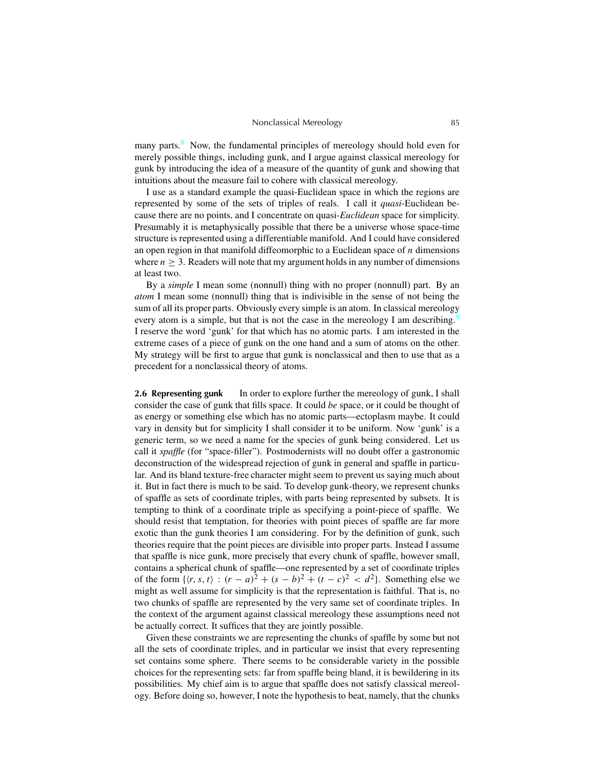many parts.[8] Now, the fundamental principles of mereology should hold even for merely possible things, including gunk, and I argue against classical mereology for gunk by introducing the idea of a measure of the quantity of gunk and showing that intuitions about the measure fail to cohere with classical mereology.

I use as a standard example the quasi-Euclidean space in which the regions are represented by some of the sets of triples of reals. I call it *quasi*-Euclidean because there are no points, and I concentrate on quasi-*Euclidean* space for simplicity. Presumably it is metaphysically possible that there be a universe whose space-time structure is represented using a differentiable manifold. And I could have considered an open region in that manifold diffeomorphic to a Euclidean space of $n$ dimensions where $n \geq 3$. Readers will note that my argument holds in any number of dimensions at least two.

By a *simple* I mean some (nonnull) thing with no proper (nonnull) part. By an *atom* I mean some (nonnull) thing that is indivisible in the sense of not being the sum of all its proper parts. Obviously every simple is an atom. In classical mereology every atom is a simple, but that is not the case in the mereology I am describing.[9] I reserve the word 'gunk' for that which has no atomic parts. I am interested in the extreme cases of a piece of gunk on the one hand and a sum of atoms on the other. My strategy will be first to argue that gunk is nonclassical and then to use that as a precedent for a nonclassical theory of atoms.

**2.6 Representing gunk** In order to explore further the mereology of gunk, I shall consider the case of gunk that fills space. It could *be* space, or it could be thought of as energy or something else which has no atomic parts—ectoplasm maybe. It could vary in density but for simplicity I shall consider it to be uniform. Now 'gunk' is a generic term, so we need a name for the species of gunk being considered. Let us call it *spaffle* (for "space-filler"). Postmodernists will no doubt offer a gastronomic deconstruction of the widespread rejection of gunk in general and spaffle in particular. And its bland texture-free character might seem to prevent us saying much about it. But in fact there is much to be said. To develop gunk-theory, we represent chunks of spaffle as sets of coordinate triples, with parts being represented by subsets. It is tempting to think of a coordinate triple as specifying a point-piece of spaffle. We should resist that temptation, for theories with point pieces of spaffle are far more exotic than the gunk theories I am considering. For by the definition of gunk, such theories require that the point pieces are divisible into proper parts. Instead I assume that spaffle is nice gunk, more precisely that every chunk of spaffle, however small, contains a spherical chunk of spaffle—one represented by a set of coordinate triples of the form $\{\langle r, s, t\rangle : (r - a)^2 + (s - b)^2 + (t - c)^2 < d^2\}$. Something else we might as well assume for simplicity is that the representation is faithful. That is, no two chunks of spaffle are represented by the very same set of coordinate triples. In the context of the argument against classical mereology these assumptions need not be actually correct. It suffices that they are jointly possible.

Given these constraints we are representing the chunks of spaffle by some but not all the sets of coordinate triples, and in particular we insist that every representing set contains some sphere. There seems to be considerable variety in the possible choices for the representing sets: far from spaffle being bland, it is bewildering in its possibilities. My chief aim is to argue that spaffle does not satisfy classical mereology. Before doing so, however, I note the hypothesis to beat, namely, that the chunks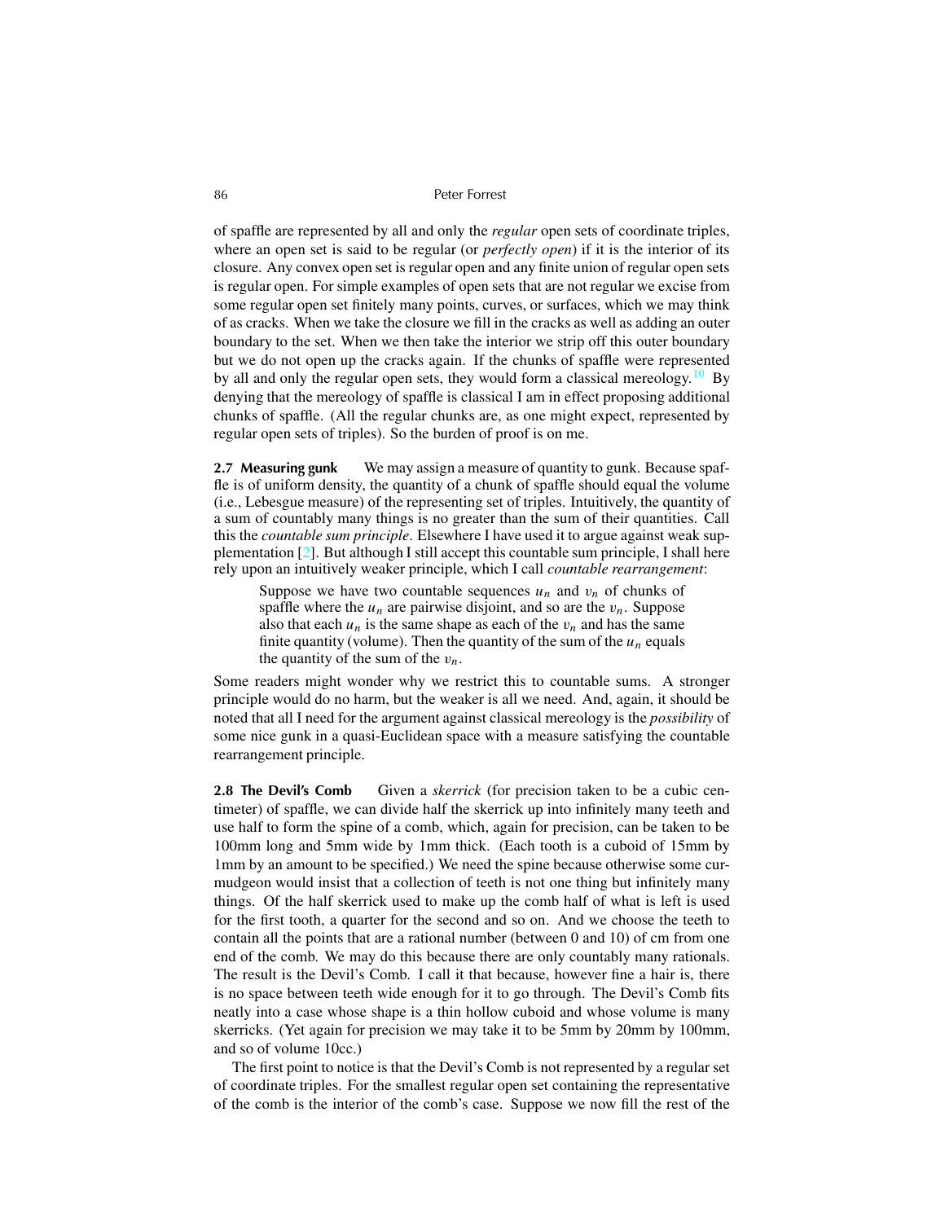of spaffle are represented by all and only the *regular* open sets of coordinate triples, where an open set is said to be regular (or *perfectly open*) if it is the interior of its closure. Any convex open set is regular open and any finite union of regular open sets is regular open. For simple examples of open sets that are not regular we excise from some regular open set finitely many points, curves, or surfaces, which we may think of as cracks. When we take the closure we fill in the cracks as well as adding an outer boundary to the set. When we then take the interior we strip off this outer boundary but we do not open up the cracks again. If the chunks of spaffle were represented by all and only the regular open sets, they would form a classical mereology.[10] By denying that the mereology of spaffle is classical I am in effect proposing additional chunks of spaffle. (All the regular chunks are, as one might expect, represented by regular open sets of triples). So the burden of proof is on me.

**2.7 Measuring gunk** We may assign a measure of quantity to gunk. Because spaffle is of uniform density, the quantity of a chunk of spaffle should equal the volume (i.e., Lebesgue measure) of the representing set of triples. Intuitively, the quantity of a sum of countably many things is no greater than the sum of their quantities. Call this the *countable sum principle*. Elsewhere I have used it to argue against weak supplementation [2]. But although I still accept this countable sum principle, I shall here rely upon an intuitively weaker principle, which I call *countable rearrangement*:

> Suppose we have two countable sequences $u_n$ and $v_n$ of chunks of spaffle where the $u_n$ are pairwise disjoint, and so are the $v_n$. Suppose also that each $u_n$ is the same shape as each of the $v_n$ and has the same finite quantity (volume). Then the quantity of the sum of the $u_n$ equals the quantity of the sum of the $v_n$.

Some readers might wonder why we restrict this to countable sums. A stronger principle would do no harm, but the weaker is all we need. And, again, it should be noted that all I need for the argument against classical mereology is the *possibility* of some nice gunk in a quasi-Euclidean space with a measure satisfying the countable rearrangement principle.

**2.8 The Devil's Comb** Given a *skerrick* (for precision taken to be a cubic centimeter) of spaffle, we can divide half the skerrick up into infinitely many teeth and use half to form the spine of a comb, which, again for precision, can be taken to be 100mm long and 5mm wide by 1mm thick. (Each tooth is a cuboid of 15mm by 1mm by an amount to be specified.) We need the spine because otherwise some curmudgeon would insist that a collection of teeth is not one thing but infinitely many things. Of the half skerrick used to make up the comb half of what is left is used for the first tooth, a quarter for the second and so on. And we choose the teeth to contain all the points that are a rational number (between 0 and 10) of cm from one end of the comb. We may do this because there are only countably many rationals. The result is the Devil's Comb. I call it that because, however fine a hair is, there is no space between teeth wide enough for it to go through. The Devil's Comb fits neatly into a case whose shape is a thin hollow cuboid and whose volume is many skerricks. (Yet again for precision we may take it to be 5mm by 20mm by 100mm, and so of volume 10cc.)

The first point to notice is that the Devil's Comb is not represented by a regular set of coordinate triples. For the smallest regular open set containing the representative of the comb is the interior of the comb's case. Suppose we now fill the rest of the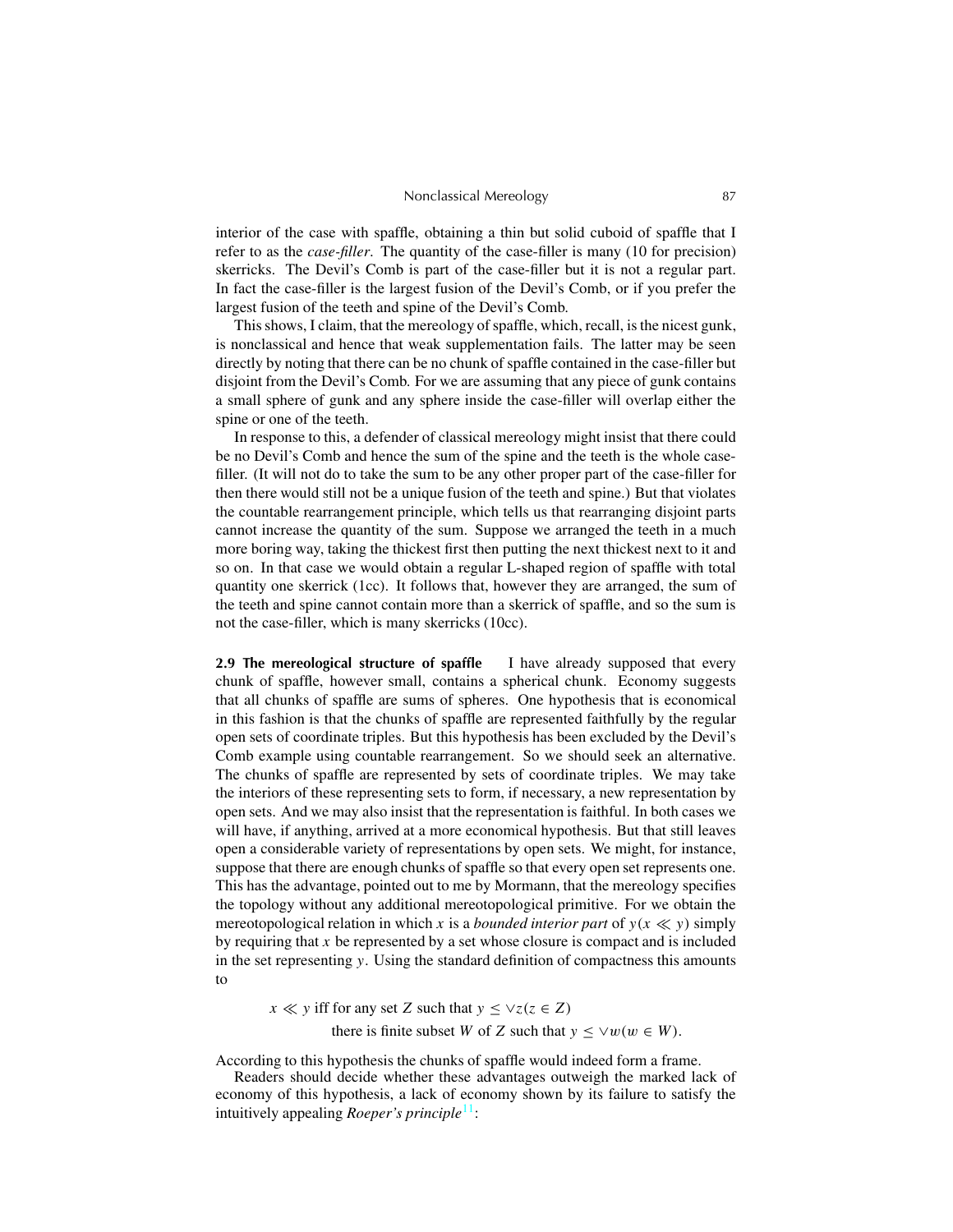interior of the case with spaffle, obtaining a thin but solid cuboid of spaffle that I refer to as the *case-filler*. The quantity of the case-filler is many (10 for precision) skerricks. The Devil's Comb is part of the case-filler but it is not a regular part. In fact the case-filler is the largest fusion of the Devil's Comb, or if you prefer the largest fusion of the teeth and spine of the Devil's Comb.

This shows, I claim, that the mereology of spaffle, which, recall, is the nicest gunk, is nonclassical and hence that weak supplementation fails. The latter may be seen directly by noting that there can be no chunk of spaffle contained in the case-filler but disjoint from the Devil's Comb. For we are assuming that any piece of gunk contains a small sphere of gunk and any sphere inside the case-filler will overlap either the spine or one of the teeth.

In response to this, a defender of classical mereology might insist that there could be no Devil's Comb and hence the sum of the spine and the teeth is the whole case-filler. (It will not do to take the sum to be any other proper part of the case-filler for then there would still not be a unique fusion of the teeth and spine.) But that violates the countable rearrangement principle, which tells us that rearranging disjoint parts cannot increase the quantity of the sum. Suppose we arranged the teeth in a much more boring way, taking the thickest first then putting the next thickest next to it and so on. In that case we would obtain a regular L-shaped region of spaffle with total quantity one skerrick (1cc). It follows that, however they are arranged, the sum of the teeth and spine cannot contain more than a skerrick of spaffle, and so the sum is not the case-filler, which is many skerricks (10cc).

**2.9 The mereological structure of spaffle** I have already supposed that every chunk of spaffle, however small, contains a spherical chunk. Economy suggests that all chunks of spaffle are sums of spheres. One hypothesis that is economical in this fashion is that the chunks of spaffle are represented faithfully by the regular open sets of coordinate triples. But this hypothesis has been excluded by the Devil's Comb example using countable rearrangement. So we should seek an alternative. The chunks of spaffle are represented by sets of coordinate triples. We may take the interiors of these representing sets to form, if necessary, a new representation by open sets. And we may also insist that the representation is faithful. In both cases we will have, if anything, arrived at a more economical hypothesis. But that still leaves open a considerable variety of representations by open sets. We might, for instance, suppose that there are enough chunks of spaffle so that every open set represents one. This has the advantage, pointed out to me by Mormann, that the mereology specifies the topology without any additional mereotopological primitive. For we obtain the mereotopological relation in which $x$ is a *bounded interior part* of $y (x \ll y)$ simply by requiring that $x$ be represented by a set whose closure is compact and is included in the set representing $y$. Using the standard definition of compactness this amounts to

$$
\begin{aligned}
&x \ll y \text{ iff for any set } Z \text{ such that } y \leq \vee z (z \in Z) \\
&\qquad \text{there is finite subset } W \text{ of } Z \text{ such that } y \leq \vee w (w \in W).
\end{aligned}
$$

According to this hypothesis the chunks of spaffle would indeed form a frame.

Readers should decide whether these advantages outweigh the marked lack of economy of this hypothesis, a lack of economy shown by its failure to satisfy the intuitively appealing *Roeper's principle*[11]: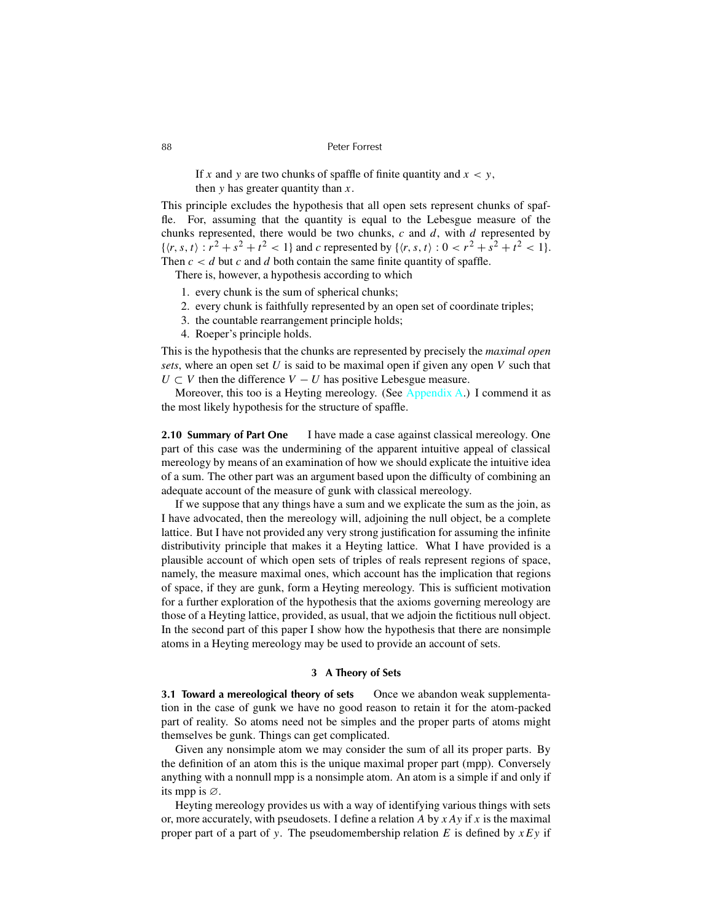> If $x$ and $y$ are two chunks of spaffle of finite quantity and $x < y$, then $y$ has greater quantity than $x$.

This principle excludes the hypothesis that all open sets represent chunks of spaffle. For, assuming that the quantity is equal to the Lebesgue measure of the chunks represented, there would be two chunks, $c$ and $d$, with $d$ represented by $\{\langle r, s, t\rangle : r^2 + s^2 + t^2 < 1\}$ and $c$ represented by $\{\langle r, s, t\rangle : 0 < r^2 + s^2 + t^2 < 1\}$. Then $c < d$ but $c$ and $d$ both contain the same finite quantity of spaffle.

There is, however, a hypothesis according to which

1. every chunk is the sum of spherical chunks;
2. every chunk is faithfully represented by an open set of coordinate triples;
3. the countable rearrangement principle holds;
4. Roeper's principle holds.

This is the hypothesis that the chunks are represented by precisely the *maximal open sets*, where an open set $U$ is said to be maximal open if given any open $V$ such that $U \subset V$ then the difference $V - U$ has positive Lebesgue measure.

Moreover, this too is a Heyting mereology. (See Appendix A.) I commend it as the most likely hypothesis for the structure of spaffle.

**2.10 Summary of Part One** I have made a case against classical mereology. One part of this case was the undermining of the apparent intuitive appeal of classical mereology by means of an examination of how we should explicate the intuitive idea of a sum. The other part was an argument based upon the difficulty of combining an adequate account of the measure of gunk with classical mereology.

If we suppose that any things have a sum and we explicate the sum as the join, as I have advocated, then the mereology will, adjoining the null object, be a complete lattice. But I have not provided any very strong justification for assuming the infinite distributivity principle that makes it a Heyting lattice. What I have provided is a plausible account of which open sets of triples of reals represent regions of space, namely, the measure maximal ones, which account has the implication that regions of space, if they are gunk, form a Heyting mereology. This is sufficient motivation for a further exploration of the hypothesis that the axioms governing mereology are those of a Heyting lattice, provided, as usual, that we adjoin the fictitious null object. In the second part of this paper I show how the hypothesis that there are nonsimple atoms in a Heyting mereology may be used to provide an account of sets.

## 3 A Theory of Sets

**3.1 Toward a mereological theory of sets** Once we abandon weak supplementation in the case of gunk we have no good reason to retain it for the atom-packed part of reality. So atoms need not be simples and the proper parts of atoms might themselves be gunk. Things can get complicated.

Given any nonsimple atom we may consider the sum of all its proper parts. By the definition of an atom this is the unique maximal proper part (mpp). Conversely anything with a nonnull mpp is a nonsimple atom. An atom is a simple if and only if its mpp is $\varnothing$.

Heyting mereology provides us with a way of identifying various things with sets or, more accurately, with pseudosets. I define a relation $A$ by $xAy$ if $x$ is the maximal proper part of a part of $y$. The pseudomembership relation $E$ is defined by $xEy$ if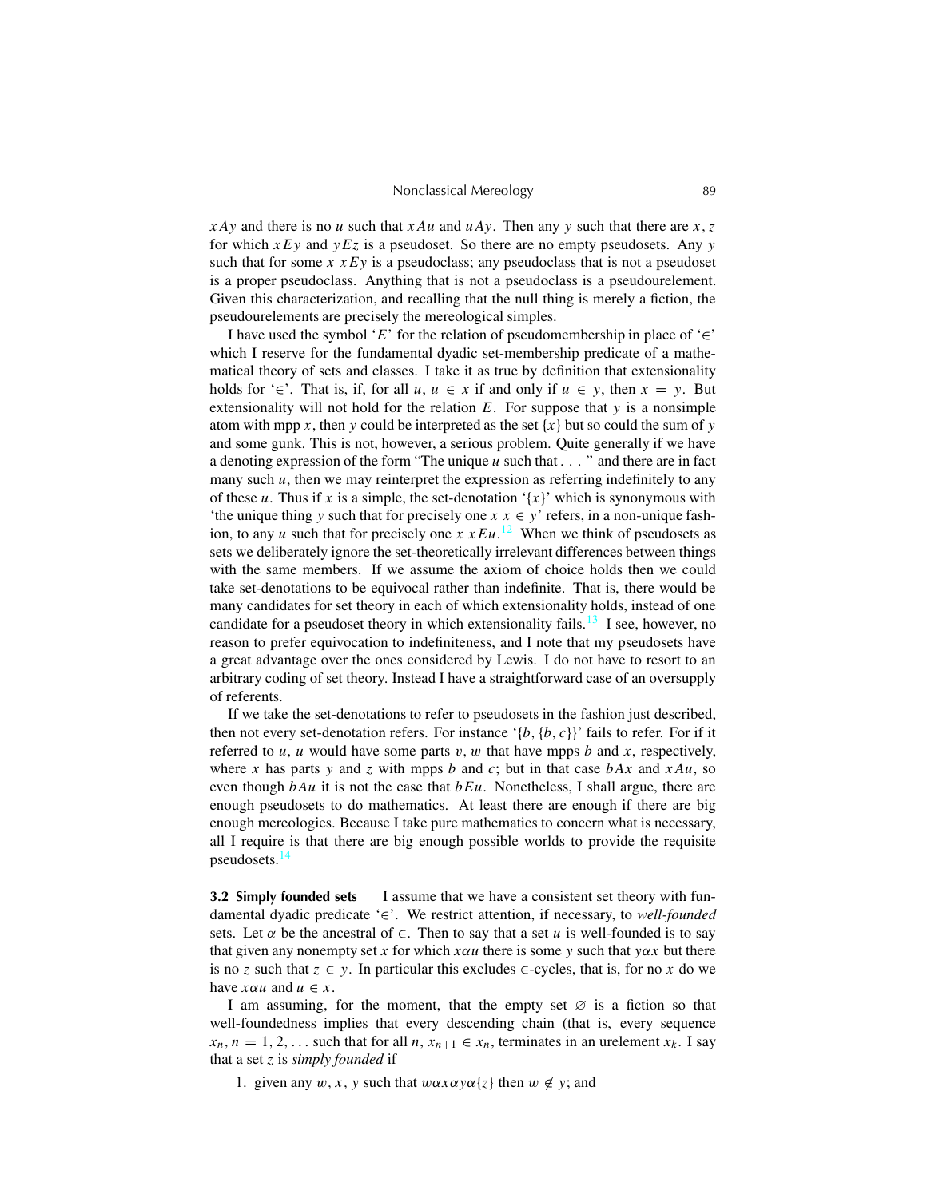$xAy$ and there is no $u$ such that $xAu$ and $uAy$. Then any $y$ such that there are $x, z$ for which $xEy$ and $yEz$ is a pseudoset. So there are no empty pseudosets. Any $y$ such that for some $x$ $xEy$ is a pseudoclass; any pseudoclass that is not a pseudoset is a proper pseudoclass. Anything that is not a pseudoclass is a pseudourelement. Given this characterization, and recalling that the null thing is merely a fiction, the pseudourelements are precisely the mereological simples.

I have used the symbol '$E$' for the relation of pseudomembership in place of '$\in$' which I reserve for the fundamental dyadic set-membership predicate of a mathematical theory of sets and classes. I take it as true by definition that extensionality holds for '$\in$'. That is, if, for all $u$, $u \in x$ if and only if $u \in y$, then $x = y$. But extensionality will not hold for the relation $E$. For suppose that $y$ is a nonsimple atom with mpp $x$, then $y$ could be interpreted as the set $\{x\}$ but so could the sum of $y$ and some gunk. This is not, however, a serious problem. Quite generally if we have a denoting expression of the form "The unique $u$ such that . . . " and there are in fact many such $u$, then we may reinterpret the expression as referring indefinitely to any of these $u$. Thus if $x$ is a simple, the set-denotation '$\{x\}$' which is synonymous with 'the unique thing $y$ such that for precisely one $x$ $x \in y$' refers, in a non-unique fashion, to any $u$ such that for precisely one $x$ $xEu$.[12] When we think of pseudosets as sets we deliberately ignore the set-theoretically irrelevant differences between things with the same members. If we assume the axiom of choice holds then we could take set-denotations to be equivocal rather than indefinite. That is, there would be many candidates for set theory in each of which extensionality holds, instead of one candidate for a pseudoset theory in which extensionality fails.[13] I see, however, no reason to prefer equivocation to indefiniteness, and I note that my pseudosets have a great advantage over the ones considered by Lewis. I do not have to resort to an arbitrary coding of set theory. Instead I have a straightforward case of an oversupply of referents.

If we take the set-denotations to refer to pseudosets in the fashion just described, then not every set-denotation refers. For instance '$\{b, \{b, c\}\}$' fails to refer. For if it referred to $u$, $u$ would have some parts $v, w$ that have mpps $b$ and $x$, respectively, where $x$ has parts $y$ and $z$ with mpps $b$ and $c$; but in that case $bAx$ and $xAu$, so even though $bAu$ it is not the case that $bEu$. Nonetheless, I shall argue, there are enough pseudosets to do mathematics. At least there are enough if there are big enough mereologies. Because I take pure mathematics to concern what is necessary, all I require is that there are big enough possible worlds to provide the requisite pseudosets.[14]

**3.2 Simply founded sets** I assume that we have a consistent set theory with fundamental dyadic predicate '$\in$'. We restrict attention, if necessary, to *well-founded* sets. Let $\alpha$ be the ancestral of $\in$. Then to say that a set $u$ is well-founded is to say that given any nonempty set $x$ for which $x\alpha u$ there is some $y$ such that $y\alpha x$ but there is no $z$ such that $z \in y$. In particular this excludes $\in$-cycles, that is, for no $x$ do we have $x\alpha u$ and $u \in x$.

I am assuming, for the moment, that the empty set $\varnothing$ is a fiction so that well-foundedness implies that every descending chain (that is, every sequence $x_n, n = 1, 2, \ldots$ such that for all $n$, $x_{n+1} \in x_n$, terminates in an urelement $x_k$. I say that a set $z$ is *simply founded* if

1. given any $w, x, y$ such that $w\alpha x\alpha y\alpha\{z\}$ then $w \notin y$; and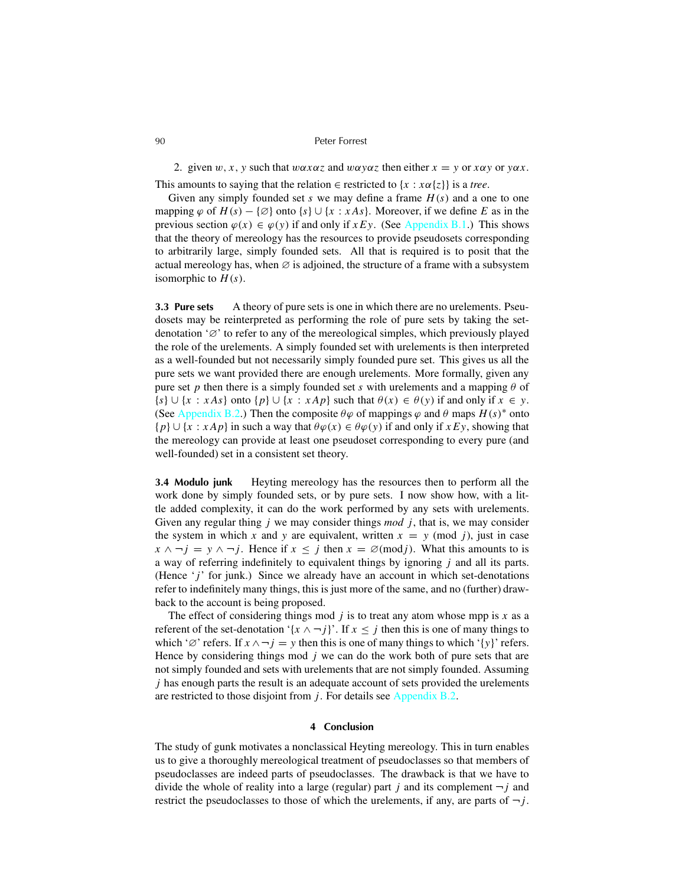2. given $w, x, y$ such that $w\alpha x\alpha z$ and $w\alpha y\alpha z$ then either $x = y$ or $x\alpha y$ or $y\alpha x$.

This amounts to saying that the relation $\in$ restricted to $\{x : x\alpha\{z\}\}$ is a *tree*.

Given any simply founded set $s$ we may define a frame $H(s)$ and a one to one mapping $\varphi$ of $H(s) - \{\varnothing\}$ onto $\{s\} \cup \{x : xAs\}$. Moreover, if we define $E$ as in the previous section $\varphi(x) \in \varphi(y)$ if and only if $xEy$. (See Appendix B.1.) This shows that the theory of mereology has the resources to provide pseudosets corresponding to arbitrarily large, simply founded sets. All that is required is to posit that the actual mereology has, when $\varnothing$ is adjoined, the structure of a frame with a subsystem isomorphic to $H(s)$.

**3.3 Pure sets** A theory of pure sets is one in which there are no urelements. Pseudosets may be reinterpreted as performing the role of pure sets by taking the set-denotation '$\varnothing$' to refer to any of the mereological simples, which previously played the role of the urelements. A simply founded set with urelements is then interpreted as a well-founded but not necessarily simply founded pure set. This gives us all the pure sets we want provided there are enough urelements. More formally, given any pure set $p$ then there is a simply founded set $s$ with urelements and a mapping $\theta$ of $\{s\} \cup \{x : xAs\}$ onto $\{p\} \cup \{x : xAp\}$ such that $\theta(x) \in \theta(y)$ if and only if $x \in y$. (See Appendix B.2.) Then the composite $\theta\varphi$ of mappings $\varphi$ and $\theta$ maps $H(s)^*$ onto $\{p\} \cup \{x : xAp\}$ in such a way that $\theta\varphi(x) \in \theta\varphi(y)$ if and only if $xEy$, showing that the mereology can provide at least one pseudoset corresponding to every pure (and well-founded) set in a consistent set theory.

**3.4 Modulo junk** Heyting mereology has the resources then to perform all the work done by simply founded sets, or by pure sets. I now show how, with a little added complexity, it can do the work performed by any sets with urelements. Given any regular thing $j$ we may consider things *mod* $j$, that is, we may consider the system in which $x$ and $y$ are equivalent, written $x = y \pmod{j}$, just in case $x \wedge \neg j = y \wedge \neg j$. Hence if $x \leq j$ then $x = \varnothing (\mathrm{mod}\, j)$. What this amounts to is a way of referring indefinitely to equivalent things by ignoring $j$ and all its parts. (Hence '$j$' for junk.) Since we already have an account in which set-denotations refer to indefinitely many things, this is just more of the same, and no (further) drawback to the account is being proposed.

The effect of considering things mod $j$ is to treat any atom whose mpp is $x$ as a referent of the set-denotation '$\{x \wedge \neg j\}$'. If $x \leq j$ then this is one of many things to which '$\varnothing$' refers. If $x \wedge \neg j = y$ then this is one of many things to which '$\{y\}$' refers. Hence by considering things mod $j$ we can do the work both of pure sets that are not simply founded and sets with urelements that are not simply founded. Assuming $j$ has enough parts the result is an adequate account of sets provided the urelements are restricted to those disjoint from $j$. For details see Appendix B.2.

## 4 Conclusion

The study of gunk motivates a nonclassical Heyting mereology. This in turn enables us to give a thoroughly mereological treatment of pseudoclasses so that members of pseudoclasses are indeed parts of pseudoclasses. The drawback is that we have to divide the whole of reality into a large (regular) part $j$ and its complement $\neg j$ and restrict the pseudoclasses to those of which the urelements, if any, are parts of $\neg j$.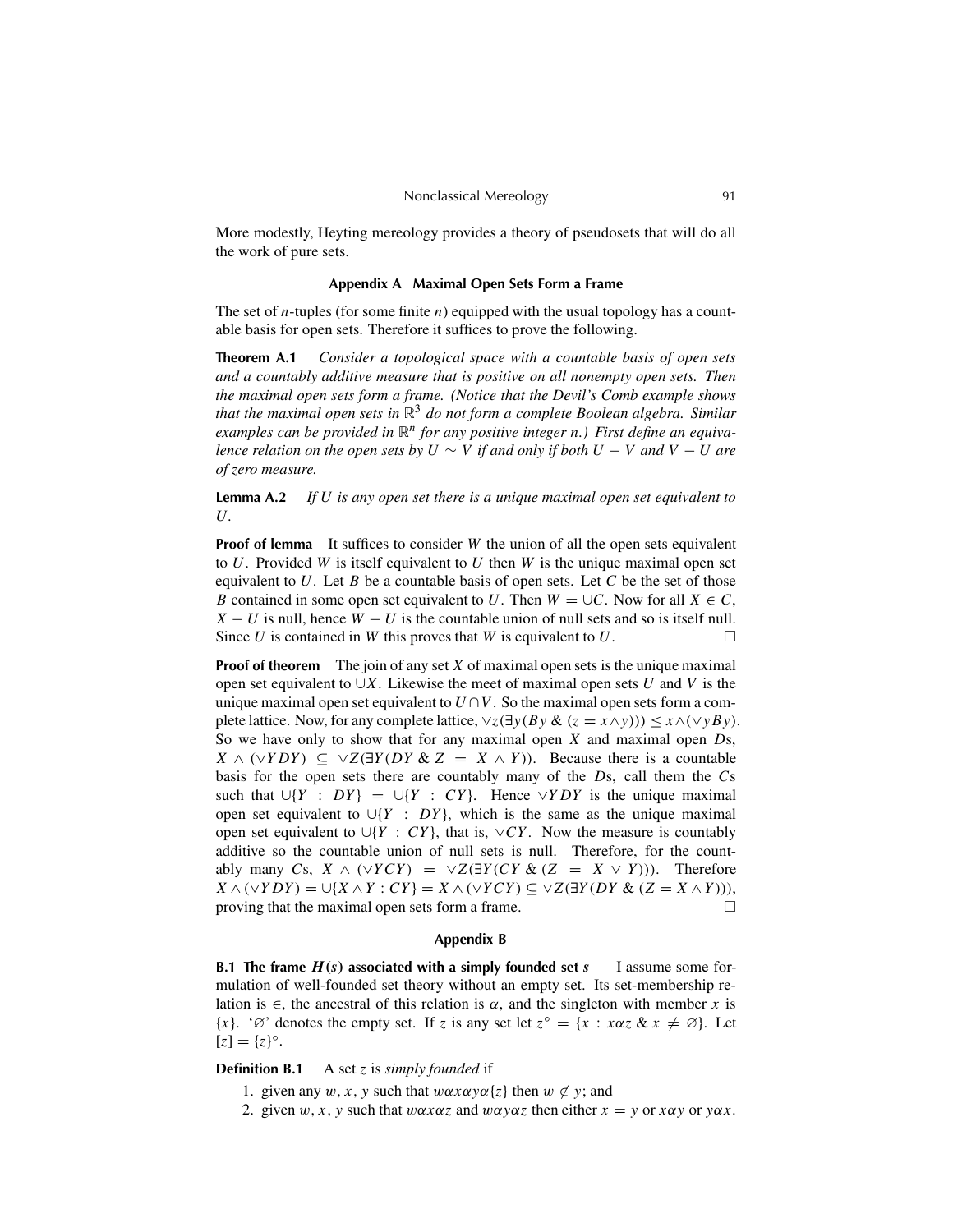More modestly, Heyting mereology provides a theory of pseudosets that will do all the work of pure sets.

## Appendix A Maximal Open Sets Form a Frame

The set of $n$-tuples (for some finite $n$) equipped with the usual topology has a countable basis for open sets. Therefore it suffices to prove the following.

**Theorem A.1** *Consider a topological space with a countable basis of open sets and a countably additive measure that is positive on all nonempty open sets. Then the maximal open sets form a frame. (Notice that the Devil's Comb example shows that the maximal open sets in $\mathbb{R}^3$ do not form a complete Boolean algebra. Similar examples can be provided in $\mathbb{R}^n$ for any positive integer n.) First define an equivalence relation on the open sets by $U \sim V$ if and only if both $U - V$ and $V - U$ are of zero measure.*

**Lemma A.2** *If $U$ is any open set there is a unique maximal open set equivalent to $U$.*

**Proof of lemma** It suffices to consider $W$ the union of all the open sets equivalent to $U$. Provided $W$ is itself equivalent to $U$ then $W$ is the unique maximal open set equivalent to $U$. Let $B$ be a countable basis of open sets. Let $C$ be the set of those $B$ contained in some open set equivalent to $U$. Then $W = \cup C$. Now for all $X \in C$, $X - U$ is null, hence $W - U$ is the countable union of null sets and so is itself null. Since $U$ is contained in $W$ this proves that $W$ is equivalent to $U$. □

**Proof of theorem** The join of any set $X$ of maximal open sets is the unique maximal open set equivalent to $\cup X$. Likewise the meet of maximal open sets $U$ and $V$ is the unique maximal open set equivalent to $U \cap V$. So the maximal open sets form a complete lattice. Now, for any complete lattice, $\vee z(\exists y(By \;\&\; (z = x \wedge y))) \leq x \wedge (\vee y By)$. So we have only to show that for any maximal open $X$ and maximal open $D$s, $X \wedge (\vee Y DY) \subseteq \vee Z(\exists Y(DY \;\&\; Z = X \wedge Y))$. Because there is a countable basis for the open sets there are countably many of the $D$s, call them the $C$s such that $\cup\{Y : DY\} = \cup\{Y : CY\}$. Hence $\vee Y DY$ is the unique maximal open set equivalent to $\cup\{Y : DY\}$, which is the same as the unique maximal open set equivalent to $\cup\{Y : CY\}$, that is, $\vee CY$. Now the measure is countably additive so the countable union of null sets is null. Therefore, for the countably many $C$s, $X \wedge (\vee Y CY) = \vee Z(\exists Y(CY \;\&\; (Z = X \vee Y)))$. Therefore $X \wedge (\vee Y DY) = \cup\{X \wedge Y : CY\} = X \wedge (\vee Y CY) \subseteq \vee Z(\exists Y(DY \;\&\; (Z = X \wedge Y)))$, proving that the maximal open sets form a frame. □

## Appendix B

**B.1 The frame $H(s)$ associated with a simply founded set $s$** I assume some formulation of well-founded set theory without an empty set. Its set-membership relation is $\in$, the ancestral of this relation is $\alpha$, and the singleton with member $x$ is $\{x\}$. '$\varnothing$' denotes the empty set. If $z$ is any set let $z^\circ = \{x : x\alpha z \;\&\; x \neq \varnothing\}$. Let $[z] = \{z\}^\circ$.

**Definition B.1** A set $z$ is *simply founded* if

1. given any $w, x, y$ such that $w\alpha x\alpha y\alpha\{z\}$ then $w \notin y$; and
2. given $w, x, y$ such that $w\alpha x\alpha z$ and $w\alpha y\alpha z$ then either $x = y$ or $x\alpha y$ or $y\alpha x$.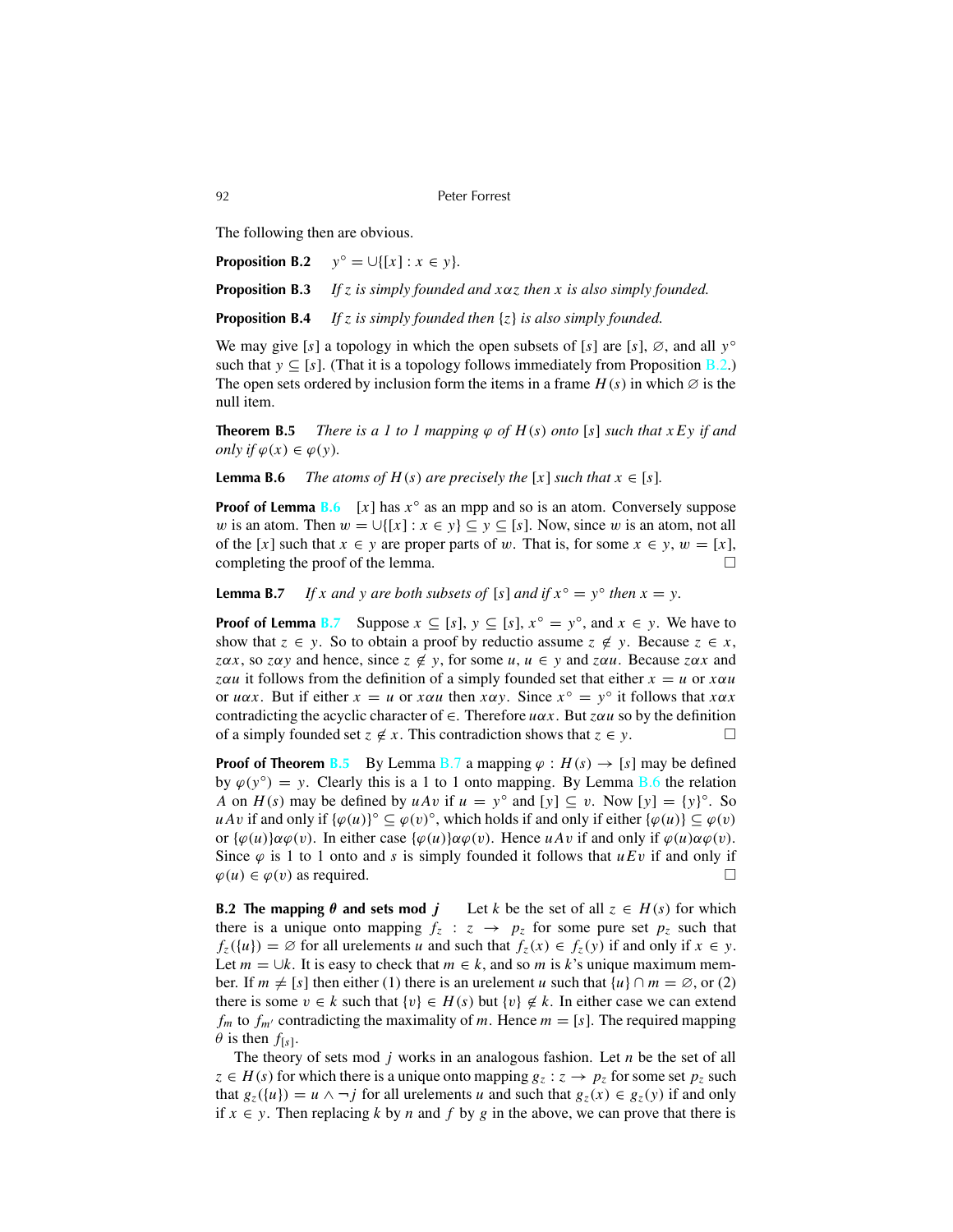The following then are obvious.

**Proposition B.2** $\quad y^\circ = \cup\{[x] : x \in y\}$.

**Proposition B.3** *If $z$ is simply founded and $x\alpha z$ then $x$ is also simply founded.*

**Proposition B.4** *If $z$ is simply founded then $\{z\}$ is also simply founded.*

We may give $[s]$ a topology in which the open subsets of $[s]$ are $[s]$, $\varnothing$, and all $y^\circ$ such that $y \subseteq [s]$. (That it is a topology follows immediately from Proposition B.2.) The open sets ordered by inclusion form the items in a frame $H(s)$ in which $\varnothing$ is the null item.

**Theorem B.5** *There is a 1 to 1 mapping $\varphi$ of $H(s)$ onto $[s]$ such that $xEy$ if and only if $\varphi(x) \in \varphi(y)$.*

**Lemma B.6** *The atoms of $H(s)$ are precisely the $[x]$ such that $x \in [s]$.*

**Proof of Lemma B.6** $\quad [x]$ has $x^\circ$ as an mpp and so is an atom. Conversely suppose $w$ is an atom. Then $w = \cup\{[x] : x \in y\} \subseteq y \subseteq [s]$. Now, since $w$ is an atom, not all of the $[x]$ such that $x \in y$ are proper parts of $w$. That is, for some $x \in y$, $w = [x]$, completing the proof of the lemma. □

**Lemma B.7** *If $x$ and $y$ are both subsets of $[s]$ and if $x^\circ = y^\circ$ then $x = y$.*

**Proof of Lemma B.7** $\quad$ Suppose $x \subseteq [s]$, $y \subseteq [s]$, $x^\circ = y^\circ$, and $x \in y$. We have to show that $z \in y$. So to obtain a proof by reductio assume $z \notin y$. Because $z \in x$, $z\alpha x$, so $z\alpha y$ and hence, since $z \notin y$, for some $u$, $u \in y$ and $z\alpha u$. Because $z\alpha x$ and $z\alpha u$ it follows from the definition of a simply founded set that either $x = u$ or $x\alpha u$ or $u\alpha x$. But if either $x = u$ or $x\alpha u$ then $x\alpha y$. Since $x^\circ = y^\circ$ it follows that $x\alpha x$ contradicting the acyclic character of $\in$. Therefore $u\alpha x$. But $z\alpha u$ so by the definition of a simply founded set $z \notin x$. This contradiction shows that $z \in y$. □

**Proof of Theorem B.5** $\quad$ By Lemma B.7 a mapping $\varphi : H(s) \to [s]$ may be defined by $\varphi(y^\circ) = y$. Clearly this is a 1 to 1 onto mapping. By Lemma B.6 the relation $A$ on $H(s)$ may be defined by $uAv$ if $u = y^\circ$ and $[y] \subseteq v$. Now $[y] = \{y\}^\circ$. So $uAv$ if and only if $\{\varphi(u)\}^\circ \subseteq \varphi(v)^\circ$, which holds if and only if either $\{\varphi(u)\} \subseteq \varphi(v)$ or $\{\varphi(u)\}\alpha\varphi(v)$. In either case $\{\varphi(u)\}\alpha\varphi(v)$. Hence $uAv$ if and only if $\varphi(u)\alpha\varphi(v)$. Since $\varphi$ is 1 to 1 onto and $s$ is simply founded it follows that $uEv$ if and only if $\varphi(u) \in \varphi(v)$ as required. □

**B.2 The mapping $\theta$ and sets mod $j$** $\quad$ Let $k$ be the set of all $z \in H(s)$ for which there is a unique onto mapping $f_z : z \to p_z$ for some pure set $p_z$ such that $f_z(\{u\}) = \varnothing$ for all urelements $u$ and such that $f_z(x) \in f_z(y)$ if and only if $x \in y$. Let $m = \cup k$. It is easy to check that $m \in k$, and so $m$ is $k$'s unique maximum member. If $m \neq [s]$ then either (1) there is an urelement $u$ such that $\{u\} \cap m = \varnothing$, or (2) there is some $v \in k$ such that $\{v\} \in H(s)$ but $\{v\} \notin k$. In either case we can extend $f_m$ to $f_{m'}$ contradicting the maximality of $m$. Hence $m = [s]$. The required mapping $\theta$ is then $f_{[s]}$.

The theory of sets mod $j$ works in an analogous fashion. Let $n$ be the set of all $z \in H(s)$ for which there is a unique onto mapping $g_z : z \to p_z$ for some set $p_z$ such that $g_z(\{u\}) = u \wedge \neg j$ for all urelements $u$ and such that $g_z(x) \in g_z(y)$ if and only if $x \in y$. Then replacing $k$ by $n$ and $f$ by $g$ in the above, we can prove that there is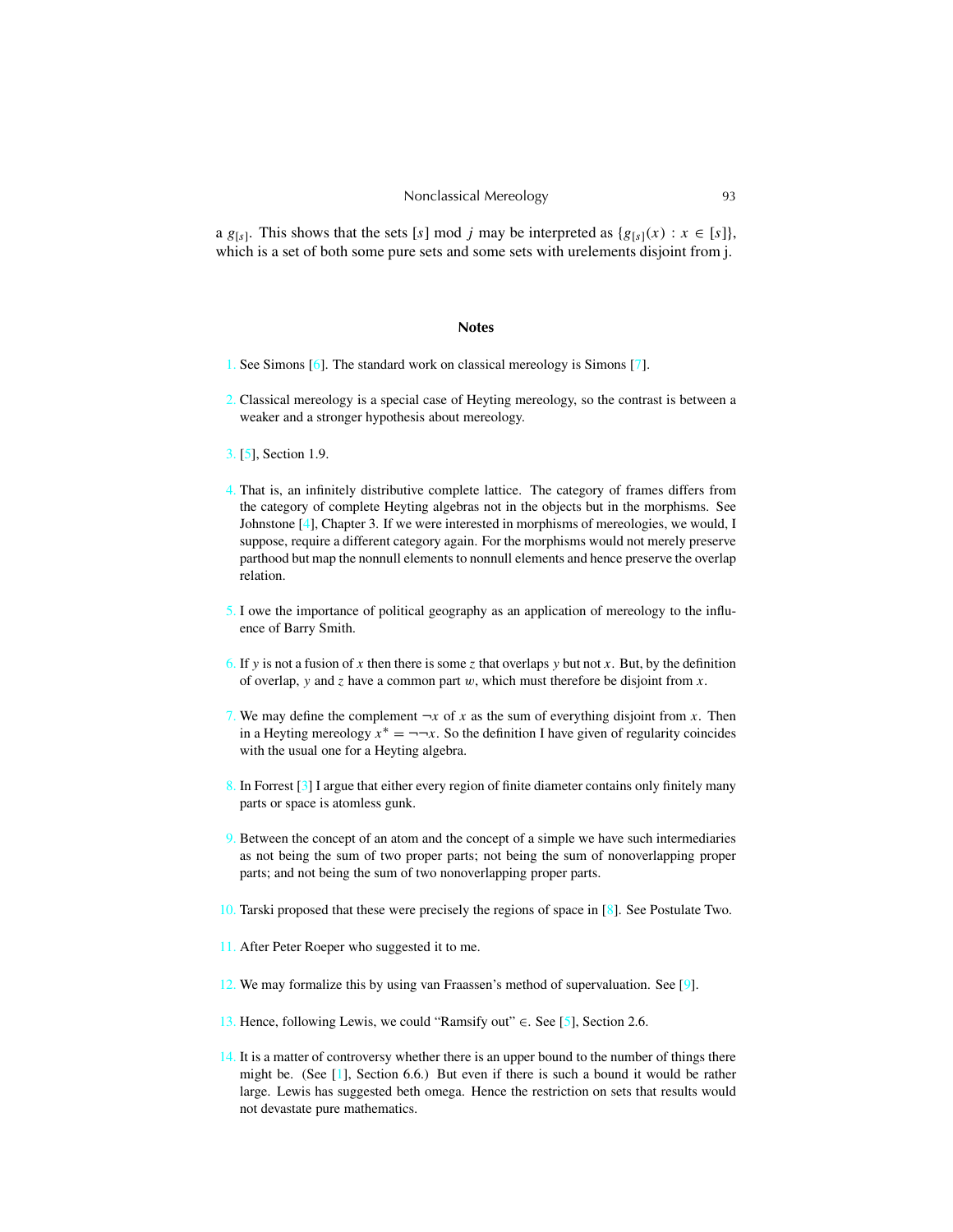a $g_{[s]}$. This shows that the sets $[s]$ mod $j$ may be interpreted as $\{g_{[s]}(x) : x \in [s]\}$, which is a set of both some pure sets and some sets with urelements disjoint from j.

## Notes

1. See Simons [6]. The standard work on classical mereology is Simons [7].

2. Classical mereology is a special case of Heyting mereology, so the contrast is between a weaker and a stronger hypothesis about mereology.

3. [5], Section 1.9.

4. That is, an infinitely distributive complete lattice. The category of frames differs from the category of complete Heyting algebras not in the objects but in the morphisms. See Johnstone [4], Chapter 3. If we were interested in morphisms of mereologies, we would, I suppose, require a different category again. For the morphisms would not merely preserve parthood but map the nonnull elements to nonnull elements and hence preserve the overlap relation.

5. I owe the importance of political geography as an application of mereology to the influence of Barry Smith.

6. If $y$ is not a fusion of $x$ then there is some $z$ that overlaps $y$ but not $x$. But, by the definition of overlap, $y$ and $z$ have a common part $w$, which must therefore be disjoint from $x$.

7. We may define the complement $\neg x$ of $x$ as the sum of everything disjoint from $x$. Then in a Heyting mereology $x^* = \neg\neg x$. So the definition I have given of regularity coincides with the usual one for a Heyting algebra.

8. In Forrest [3] I argue that either every region of finite diameter contains only finitely many parts or space is atomless gunk.

9. Between the concept of an atom and the concept of a simple we have such intermediaries as not being the sum of two proper parts; not being the sum of nonoverlapping proper parts; and not being the sum of two nonoverlapping proper parts.

10. Tarski proposed that these were precisely the regions of space in [8]. See Postulate Two.

11. After Peter Roeper who suggested it to me.

12. We may formalize this by using van Fraassen's method of supervaluation. See [9].

13. Hence, following Lewis, we could "Ramsify out" $\in$. See [5], Section 2.6.

14. It is a matter of controversy whether there is an upper bound to the number of things there might be. (See [1], Section 6.6.) But even if there is such a bound it would be rather large. Lewis has suggested beth omega. Hence the restriction on sets that results would not devastate pure mathematics.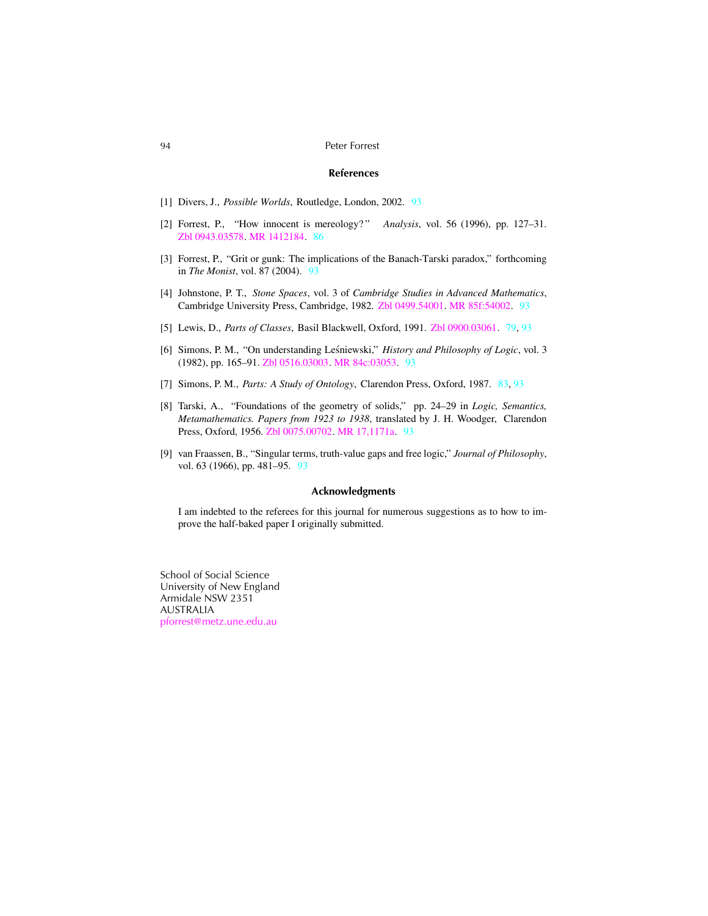## References

[1] Divers, J., *Possible Worlds*, Routledge, London, 2002. 93

[2] Forrest, P., "How innocent is mereology?" *Analysis*, vol. 56 (1996), pp. 127–31. Zbl 0943.03578. MR 1412184. 86

[3] Forrest, P., "Grit or gunk: The implications of the Banach-Tarski paradox," forthcoming in *The Monist*, vol. 87 (2004). 93

[4] Johnstone, P. T., *Stone Spaces*, vol. 3 of *Cambridge Studies in Advanced Mathematics*, Cambridge University Press, Cambridge, 1982. Zbl 0499.54001. MR 85f:54002. 93

[5] Lewis, D., *Parts of Classes*, Basil Blackwell, Oxford, 1991. Zbl 0900.03061. 79, 93

[6] Simons, P. M., "On understanding Leśniewski," *History and Philosophy of Logic*, vol. 3 (1982), pp. 165–91. Zbl 0516.03003. MR 84c:03053. 93

[7] Simons, P. M., *Parts: A Study of Ontology*, Clarendon Press, Oxford, 1987. 83, 93

[8] Tarski, A., "Foundations of the geometry of solids," pp. 24–29 in *Logic, Semantics, Metamathematics. Papers from 1923 to 1938*, translated by J. H. Woodger, Clarendon Press, Oxford, 1956. Zbl 0075.00702. MR 17,1171a. 93

[9] van Fraassen, B., "Singular terms, truth-value gaps and free logic," *Journal of Philosophy*, vol. 63 (1966), pp. 481–95. 93

## Acknowledgments

I am indebted to the referees for this journal for numerous suggestions as to how to improve the half-baked paper I originally submitted.

School of Social Science
University of New England
Armidale NSW 2351
AUSTRALIA
pforrest@metz.une.edu.au